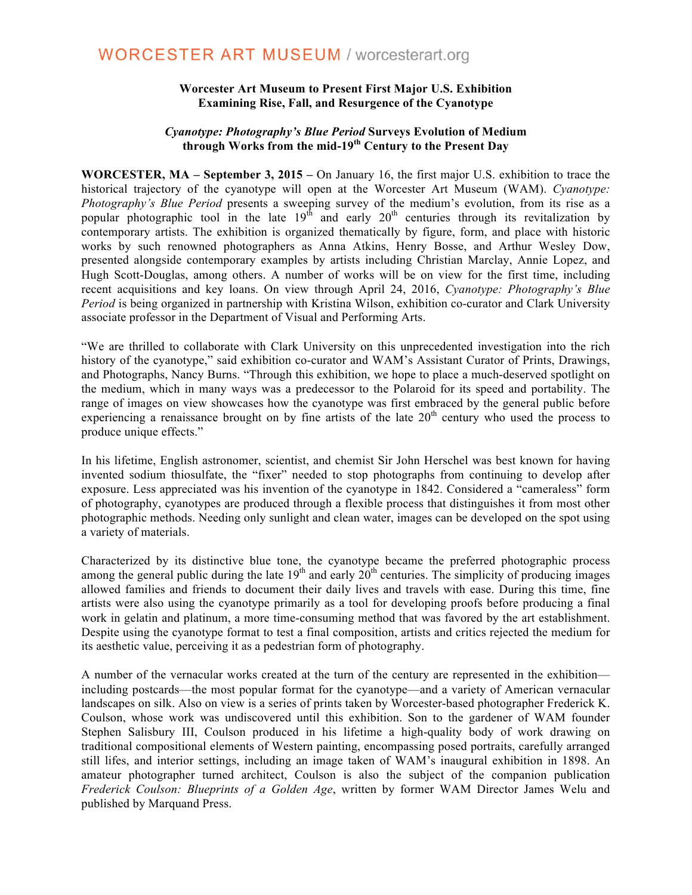WORCESTER ART MUSEUM / worcesterart.org

**Worcester Art Museum to Present First Major U.S. Exhibition Examining Rise, Fall, and Resurgence of the Cyanotype**

***Cyanotype: Photography's Blue Period* Surveys Evolution of Medium through Works from the mid-19th Century to the Present Day**

**WORCESTER, MA – September 3, 2015 –** On January 16, the first major U.S. exhibition to trace the historical trajectory of the cyanotype will open at the Worcester Art Museum (WAM). *Cyanotype: Photography's Blue Period* presents a sweeping survey of the medium's evolution, from its rise as a popular photographic tool in the late 19th and early 20th centuries through its revitalization by contemporary artists. The exhibition is organized thematically by figure, form, and place with historic works by such renowned photographers as Anna Atkins, Henry Bosse, and Arthur Wesley Dow, presented alongside contemporary examples by artists including Christian Marclay, Annie Lopez, and Hugh Scott-Douglas, among others. A number of works will be on view for the first time, including recent acquisitions and key loans. On view through April 24, 2016, *Cyanotype: Photography's Blue Period* is being organized in partnership with Kristina Wilson, exhibition co-curator and Clark University associate professor in the Department of Visual and Performing Arts.

"We are thrilled to collaborate with Clark University on this unprecedented investigation into the rich history of the cyanotype," said exhibition co-curator and WAM's Assistant Curator of Prints, Drawings, and Photographs, Nancy Burns. "Through this exhibition, we hope to place a much-deserved spotlight on the medium, which in many ways was a predecessor to the Polaroid for its speed and portability. The range of images on view showcases how the cyanotype was first embraced by the general public before experiencing a renaissance brought on by fine artists of the late 20th century who used the process to produce unique effects."

In his lifetime, English astronomer, scientist, and chemist Sir John Herschel was best known for having invented sodium thiosulfate, the "fixer" needed to stop photographs from continuing to develop after exposure. Less appreciated was his invention of the cyanotype in 1842. Considered a "cameraless" form of photography, cyanotypes are produced through a flexible process that distinguishes it from most other photographic methods. Needing only sunlight and clean water, images can be developed on the spot using a variety of materials.

Characterized by its distinctive blue tone, the cyanotype became the preferred photographic process among the general public during the late 19th and early 20th centuries. The simplicity of producing images allowed families and friends to document their daily lives and travels with ease. During this time, fine artists were also using the cyanotype primarily as a tool for developing proofs before producing a final work in gelatin and platinum, a more time-consuming method that was favored by the art establishment. Despite using the cyanotype format to test a final composition, artists and critics rejected the medium for its aesthetic value, perceiving it as a pedestrian form of photography.

A number of the vernacular works created at the turn of the century are represented in the exhibition—including postcards—the most popular format for the cyanotype—and a variety of American vernacular landscapes on silk. Also on view is a series of prints taken by Worcester-based photographer Frederick K. Coulson, whose work was undiscovered until this exhibition. Son to the gardener of WAM founder Stephen Salisbury III, Coulson produced in his lifetime a high-quality body of work drawing on traditional compositional elements of Western painting, encompassing posed portraits, carefully arranged still lifes, and interior settings, including an image taken of WAM's inaugural exhibition in 1898. An amateur photographer turned architect, Coulson is also the subject of the companion publication *Frederick Coulson: Blueprints of a Golden Age*, written by former WAM Director James Welu and published by Marquand Press.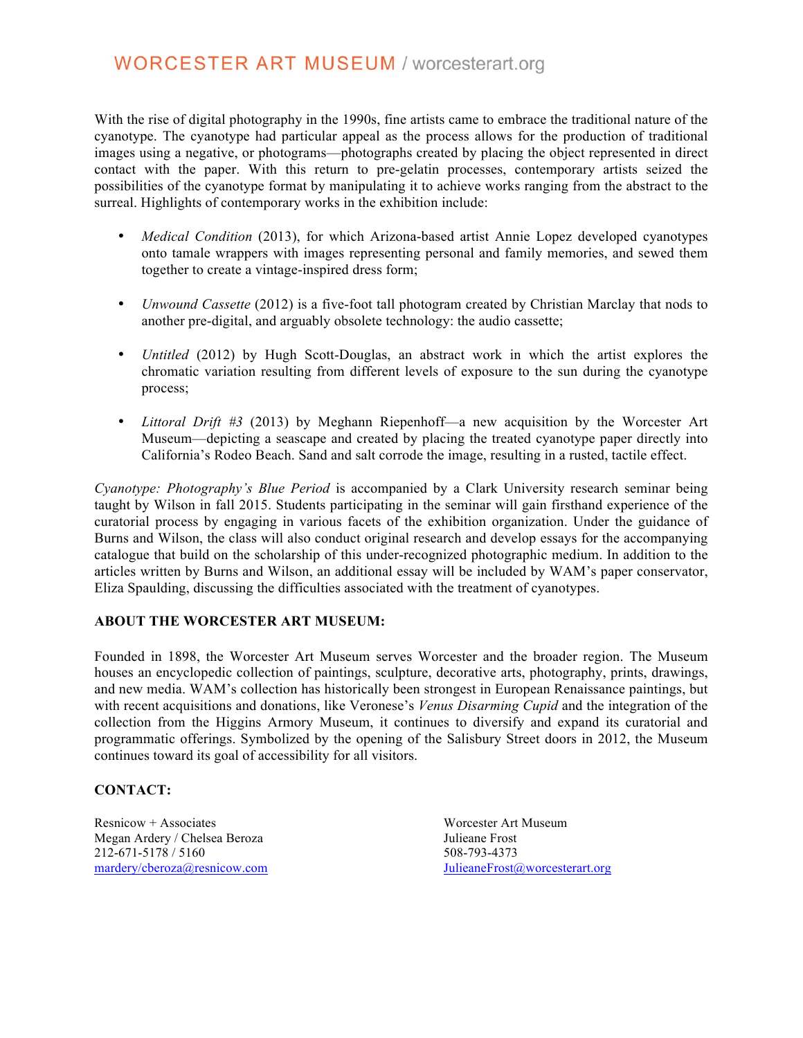With the rise of digital photography in the 1990s, fine artists came to embrace the traditional nature of the cyanotype. The cyanotype had particular appeal as the process allows for the production of traditional images using a negative, or photograms—photographs created by placing the object represented in direct contact with the paper. With this return to pre-gelatin processes, contemporary artists seized the possibilities of the cyanotype format by manipulating it to achieve works ranging from the abstract to the surreal. Highlights of contemporary works in the exhibition include:

- *Medical Condition* (2013), for which Arizona-based artist Annie Lopez developed cyanotypes onto tamale wrappers with images representing personal and family memories, and sewed them together to create a vintage-inspired dress form;

- *Unwound Cassette* (2012) is a five-foot tall photogram created by Christian Marclay that nods to another pre-digital, and arguably obsolete technology: the audio cassette;

- *Untitled* (2012) by Hugh Scott-Douglas, an abstract work in which the artist explores the chromatic variation resulting from different levels of exposure to the sun during the cyanotype process;

- *Littoral Drift #3* (2013) by Meghann Riepenhoff—a new acquisition by the Worcester Art Museum—depicting a seascape and created by placing the treated cyanotype paper directly into California's Rodeo Beach. Sand and salt corrode the image, resulting in a rusted, tactile effect.

*Cyanotype: Photography's Blue Period* is accompanied by a Clark University research seminar being taught by Wilson in fall 2015. Students participating in the seminar will gain firsthand experience of the curatorial process by engaging in various facets of the exhibition organization. Under the guidance of Burns and Wilson, the class will also conduct original research and develop essays for the accompanying catalogue that build on the scholarship of this under-recognized photographic medium. In addition to the articles written by Burns and Wilson, an additional essay will be included by WAM's paper conservator, Eliza Spaulding, discussing the difficulties associated with the treatment of cyanotypes.

**ABOUT THE WORCESTER ART MUSEUM:**

Founded in 1898, the Worcester Art Museum serves Worcester and the broader region. The Museum houses an encyclopedic collection of paintings, sculpture, decorative arts, photography, prints, drawings, and new media. WAM's collection has historically been strongest in European Renaissance paintings, but with recent acquisitions and donations, like Veronese's *Venus Disarming Cupid* and the integration of the collection from the Higgins Armory Museum, it continues to diversify and expand its curatorial and programmatic offerings. Symbolized by the opening of the Salisbury Street doors in 2012, the Museum continues toward its goal of accessibility for all visitors.

**CONTACT:**

Resnicow + Associates
Megan Ardery / Chelsea Beroza
212-671-5178 / 5160
mardery/cberoza@resnicow.com

Worcester Art Museum
Julieane Frost
508-793-4373
JulieaneFrost@worcesterart.org